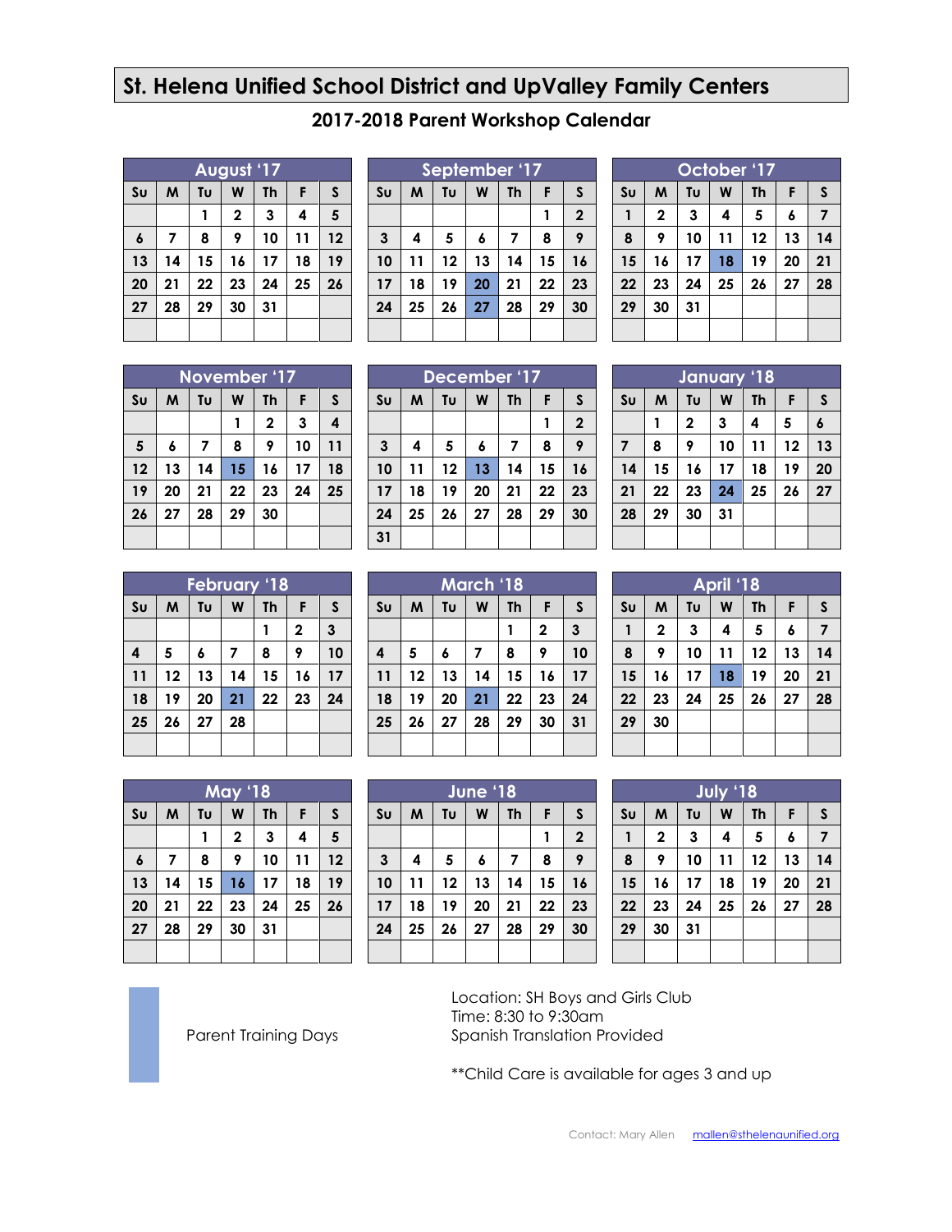# St. Helena Unified School District and UpValley Family Centers

## 2017-2018 Parent Workshop Calendar

**August '17**

| Su | M | Tu | W | Th | F | S |
|---|---|---|---|---|---|---|
| | | 1 | 2 | 3 | 4 | 5 |
| 6 | 7 | 8 | 9 | 10 | 11 | 12 |
| 13 | 14 | 15 | 16 | 17 | 18 | 19 |
| 20 | 21 | 22 | 23 | 24 | 25 | 26 |
| 27 | 28 | 29 | 30 | 31 | | |

**September '17**

| Su | M | Tu | W | Th | F | S |
|---|---|---|---|---|---|---|
| | | | | | 1 | 2 |
| 3 | 4 | 5 | 6 | 7 | 8 | 9 |
| 10 | 11 | 12 | 13 | 14 | 15 | 16 |
| 17 | 18 | 19 | **20** | 21 | 22 | 23 |
| 24 | 25 | 26 | **27** | 28 | 29 | 30 |

**October '17**

| Su | M | Tu | W | Th | F | S |
|---|---|---|---|---|---|---|
| 1 | 2 | 3 | 4 | 5 | 6 | 7 |
| 8 | 9 | 10 | 11 | 12 | 13 | 14 |
| 15 | 16 | 17 | **18** | 19 | 20 | 21 |
| 22 | 23 | 24 | 25 | 26 | 27 | 28 |
| 29 | 30 | 31 | | | | |

**November '17**

| Su | M | Tu | W | Th | F | S |
|---|---|---|---|---|---|---|
| | | | 1 | 2 | 3 | 4 |
| 5 | 6 | 7 | 8 | 9 | 10 | 11 |
| 12 | 13 | 14 | **15** | 16 | 17 | 18 |
| 19 | 20 | 21 | 22 | 23 | 24 | 25 |
| 26 | 27 | 28 | 29 | 30 | | |

**December '17**

| Su | M | Tu | W | Th | F | S |
|---|---|---|---|---|---|---|
| | | | | | 1 | 2 |
| 3 | 4 | 5 | 6 | 7 | 8 | 9 |
| 10 | 11 | 12 | **13** | 14 | 15 | 16 |
| 17 | 18 | 19 | 20 | 21 | 22 | 23 |
| 24 | 25 | 26 | 27 | 28 | 29 | 30 |
| 31 | | | | | | |

**January '18**

| Su | M | Tu | W | Th | F | S |
|---|---|---|---|---|---|---|
| | 1 | 2 | 3 | 4 | 5 | 6 |
| 7 | 8 | 9 | 10 | 11 | 12 | 13 |
| 14 | 15 | 16 | 17 | 18 | 19 | 20 |
| 21 | 22 | 23 | **24** | 25 | 26 | 27 |
| 28 | 29 | 30 | 31 | | | |

**February '18**

| Su | M | Tu | W | Th | F | S |
|---|---|---|---|---|---|---|
| | | | | 1 | 2 | 3 |
| 4 | 5 | 6 | 7 | 8 | 9 | 10 |
| 11 | 12 | 13 | 14 | 15 | 16 | 17 |
| 18 | 19 | 20 | **21** | 22 | 23 | 24 |
| 25 | 26 | 27 | 28 | | | |

**March '18**

| Su | M | Tu | W | Th | F | S |
|---|---|---|---|---|---|---|
| | | | | 1 | 2 | 3 |
| 4 | 5 | 6 | 7 | 8 | 9 | 10 |
| 11 | 12 | 13 | 14 | 15 | 16 | 17 |
| 18 | 19 | 20 | **21** | 22 | 23 | 24 |
| 25 | 26 | 27 | 28 | 29 | 30 | 31 |

**April '18**

| Su | M | Tu | W | Th | F | S |
|---|---|---|---|---|---|---|
| 1 | 2 | 3 | 4 | 5 | 6 | 7 |
| 8 | 9 | 10 | 11 | 12 | 13 | 14 |
| 15 | 16 | 17 | **18** | 19 | 20 | 21 |
| 22 | 23 | 24 | 25 | 26 | 27 | 28 |
| 29 | 30 | | | | | |

**May '18**

| Su | M | Tu | W | Th | F | S |
|---|---|---|---|---|---|---|
| | | 1 | 2 | 3 | 4 | 5 |
| 6 | 7 | 8 | 9 | 10 | 11 | 12 |
| 13 | 14 | 15 | **16** | 17 | 18 | 19 |
| 20 | 21 | 22 | 23 | 24 | 25 | 26 |
| 27 | 28 | 29 | 30 | 31 | | |

**June '18**

| Su | M | Tu | W | Th | F | S |
|---|---|---|---|---|---|---|
| | | | | | 1 | 2 |
| 3 | 4 | 5 | 6 | 7 | 8 | 9 |
| 10 | 11 | 12 | 13 | 14 | 15 | 16 |
| 17 | 18 | 19 | 20 | 21 | 22 | 23 |
| 24 | 25 | 26 | 27 | 28 | 29 | 30 |

**July '18**

| Su | M | Tu | W | Th | F | S |
|---|---|---|---|---|---|---|
| 1 | 2 | 3 | 4 | 5 | 6 | 7 |
| 8 | 9 | 10 | 11 | 12 | 13 | 14 |
| 15 | 16 | 17 | 18 | 19 | 20 | 21 |
| 22 | 23 | 24 | 25 | 26 | 27 | 28 |
| 29 | 30 | 31 | | | | |

Parent Training Days (highlighted dates shown in bold)

Location: SH Boys and Girls Club
Time: 8:30 to 9:30am
Spanish Translation Provided

**Child Care is available for ages 3 and up

Contact: Mary Allen mallen@sthelenaunified.org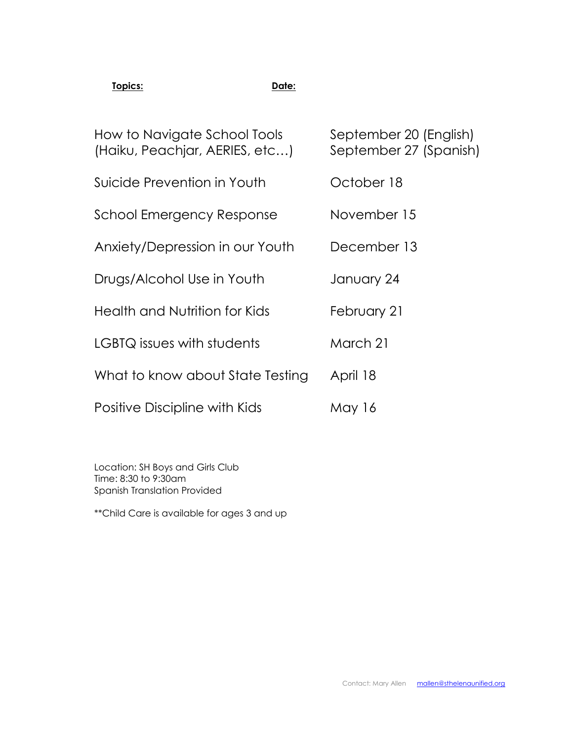| **Topics:** | **Date:** |
| --- | --- |
| How to Navigate School Tools (Haiku, Peachjar, AERIES, etc…) | September 20 (English) September 27 (Spanish) |
| Suicide Prevention in Youth | October 18 |
| School Emergency Response | November 15 |
| Anxiety/Depression in our Youth | December 13 |
| Drugs/Alcohol Use in Youth | January 24 |
| Health and Nutrition for Kids | February 21 |
| LGBTQ issues with students | March 21 |
| What to know about State Testing | April 18 |
| Positive Discipline with Kids | May 16 |

Location: SH Boys and Girls Club
Time: 8:30 to 9:30am
Spanish Translation Provided

**Child Care is available for ages 3 and up

Contact: Mary Allen mallen@sthelenaunified.org